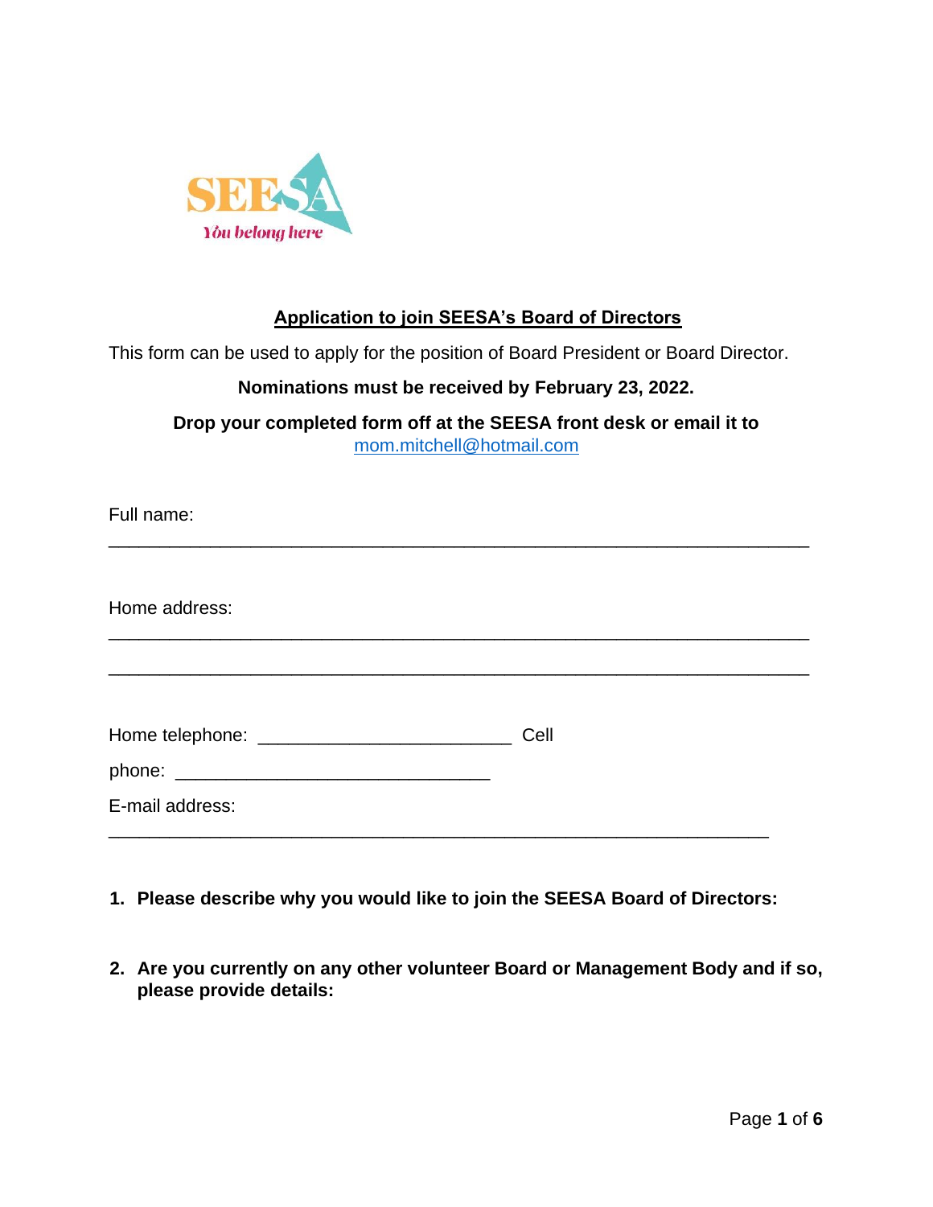SEESA

*You belong here*

## Application to join SEESA's Board of Directors

This form can be used to apply for the position of Board President or Board Director.

**Nominations must be received by February 23, 2022.**

**Drop your completed form off at the SEESA front desk or email it to** mom.mitchell@hotmail.com

Full name:

_______________________________________________________________

Home address:

_______________________________________________________________

_______________________________________________________________

Home telephone: _________________________ Cell phone: _______________________________

E-mail address:

_______________________________________________________________

1. **Please describe why you would like to join the SEESA Board of Directors:**

2. **Are you currently on any other volunteer Board or Management Body and if so, please provide details:**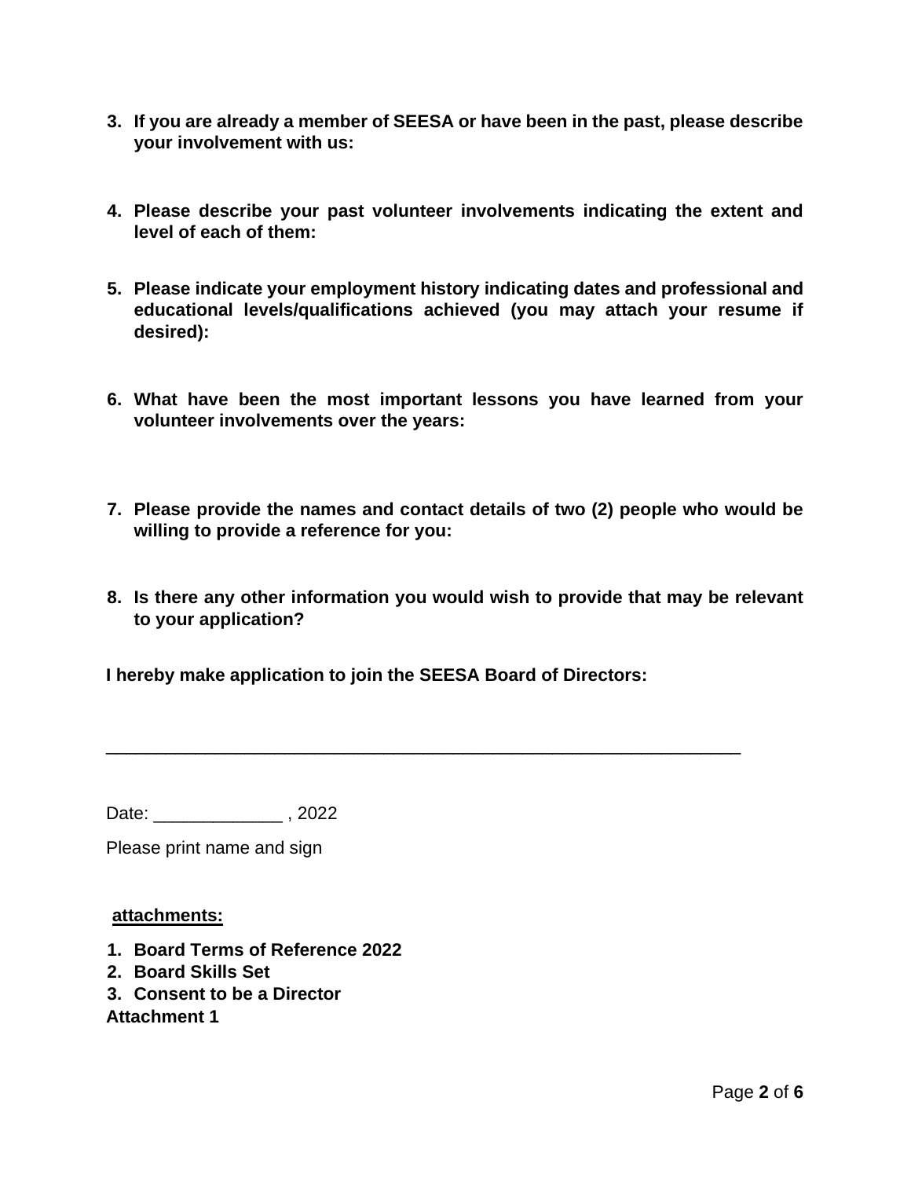3. **If you are already a member of SEESA or have been in the past, please describe your involvement with us:**

4. **Please describe your past volunteer involvements indicating the extent and level of each of them:**

5. **Please indicate your employment history indicating dates and professional and educational levels/qualifications achieved (you may attach your resume if desired):**

6. **What have been the most important lessons you have learned from your volunteer involvements over the years:**

7. **Please provide the names and contact details of two (2) people who would be willing to provide a reference for you:**

8. **Is there any other information you would wish to provide that may be relevant to your application?**

**I hereby make application to join the SEESA Board of Directors:**

_________________________________________________________________

Date: _____________ , 2022

Please print name and sign

**attachments:**

1. **Board Terms of Reference 2022**
2. **Board Skills Set**
3. **Consent to be a Director**

**Attachment 1**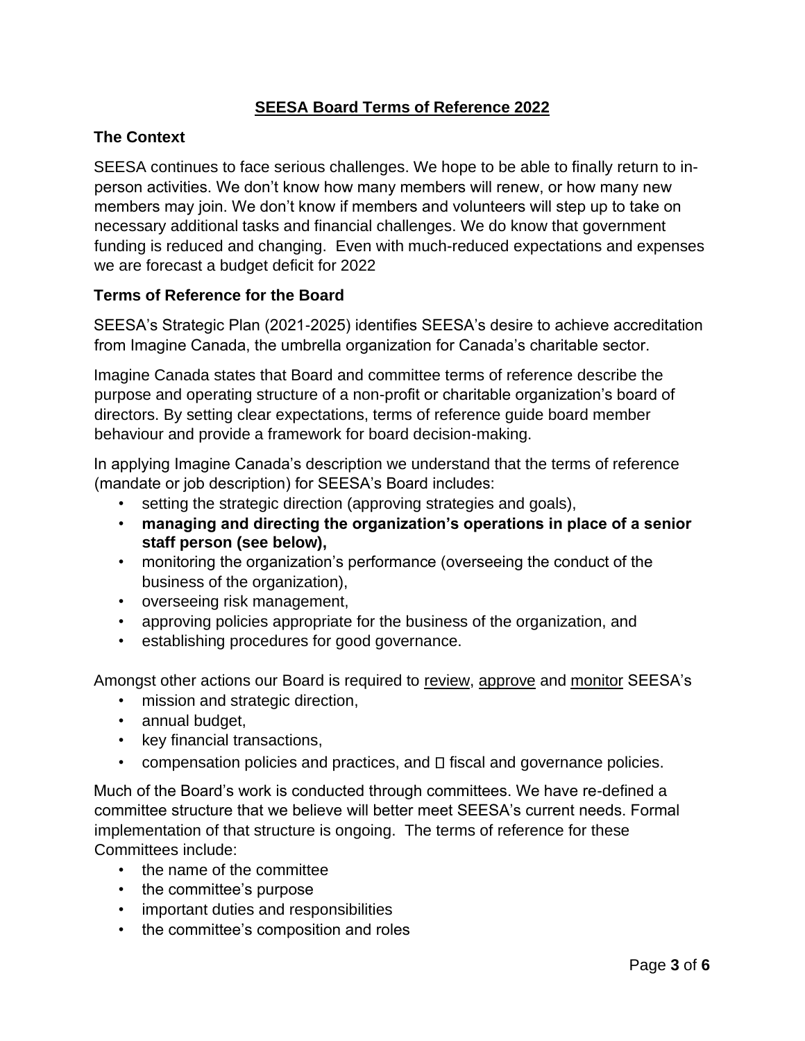**SEESA Board Terms of Reference 2022**

## The Context

SEESA continues to face serious challenges. We hope to be able to finally return to in-person activities. We don't know how many members will renew, or how many new members may join. We don't know if members and volunteers will step up to take on necessary additional tasks and financial challenges. We do know that government funding is reduced and changing. Even with much-reduced expectations and expenses we are forecast a budget deficit for 2022

## Terms of Reference for the Board

SEESA's Strategic Plan (2021-2025) identifies SEESA's desire to achieve accreditation from Imagine Canada, the umbrella organization for Canada's charitable sector.

Imagine Canada states that Board and committee terms of reference describe the purpose and operating structure of a non-profit or charitable organization's board of directors. By setting clear expectations, terms of reference guide board member behaviour and provide a framework for board decision-making.

In applying Imagine Canada's description we understand that the terms of reference (mandate or job description) for SEESA's Board includes:

- setting the strategic direction (approving strategies and goals),
- **managing and directing the organization's operations in place of a senior staff person (see below),**
- monitoring the organization's performance (overseeing the conduct of the business of the organization),
- overseeing risk management,
- approving policies appropriate for the business of the organization, and
- establishing procedures for good governance.

Amongst other actions our Board is required to <u>review</u>, <u>approve</u> and <u>monitor</u> SEESA's

- mission and strategic direction,
- annual budget,
- key financial transactions,
- compensation policies and practices, and  fiscal and governance policies.

Much of the Board's work is conducted through committees. We have re-defined a committee structure that we believe will better meet SEESA's current needs. Formal implementation of that structure is ongoing. The terms of reference for these Committees include:

- the name of the committee
- the committee's purpose
- important duties and responsibilities
- the committee's composition and roles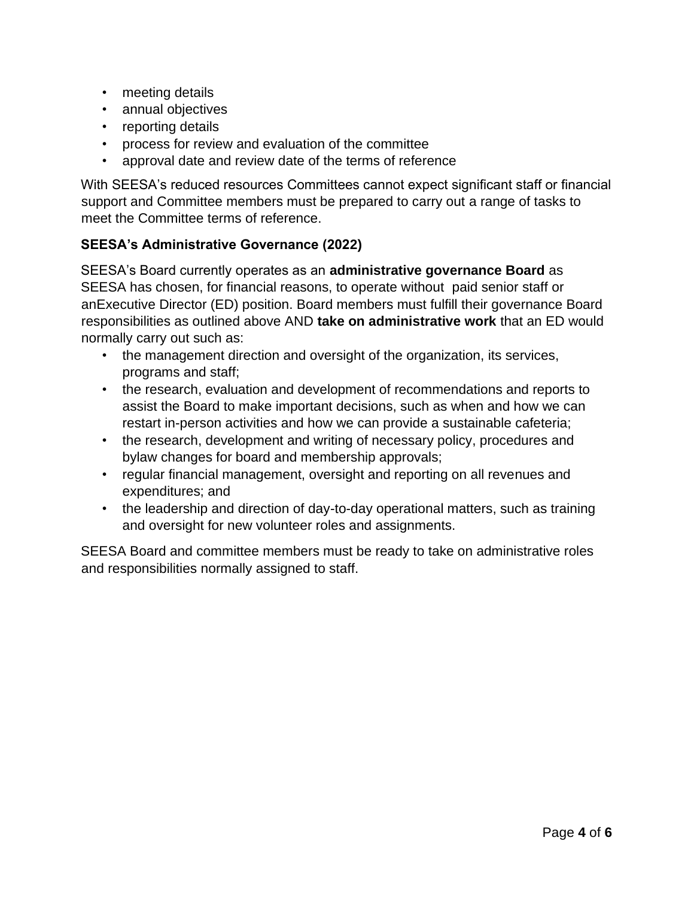- meeting details
- annual objectives
- reporting details
- process for review and evaluation of the committee
- approval date and review date of the terms of reference

With SEESA's reduced resources Committees cannot expect significant staff or financial support and Committee members must be prepared to carry out a range of tasks to meet the Committee terms of reference.

### SEESA's Administrative Governance (2022)

SEESA's Board currently operates as an **administrative governance Board** as SEESA has chosen, for financial reasons, to operate without paid senior staff or anExecutive Director (ED) position. Board members must fulfill their governance Board responsibilities as outlined above AND **take on administrative work** that an ED would normally carry out such as:

- the management direction and oversight of the organization, its services, programs and staff;
- the research, evaluation and development of recommendations and reports to assist the Board to make important decisions, such as when and how we can restart in-person activities and how we can provide a sustainable cafeteria;
- the research, development and writing of necessary policy, procedures and bylaw changes for board and membership approvals;
- regular financial management, oversight and reporting on all revenues and expenditures; and
- the leadership and direction of day-to-day operational matters, such as training and oversight for new volunteer roles and assignments.

SEESA Board and committee members must be ready to take on administrative roles and responsibilities normally assigned to staff.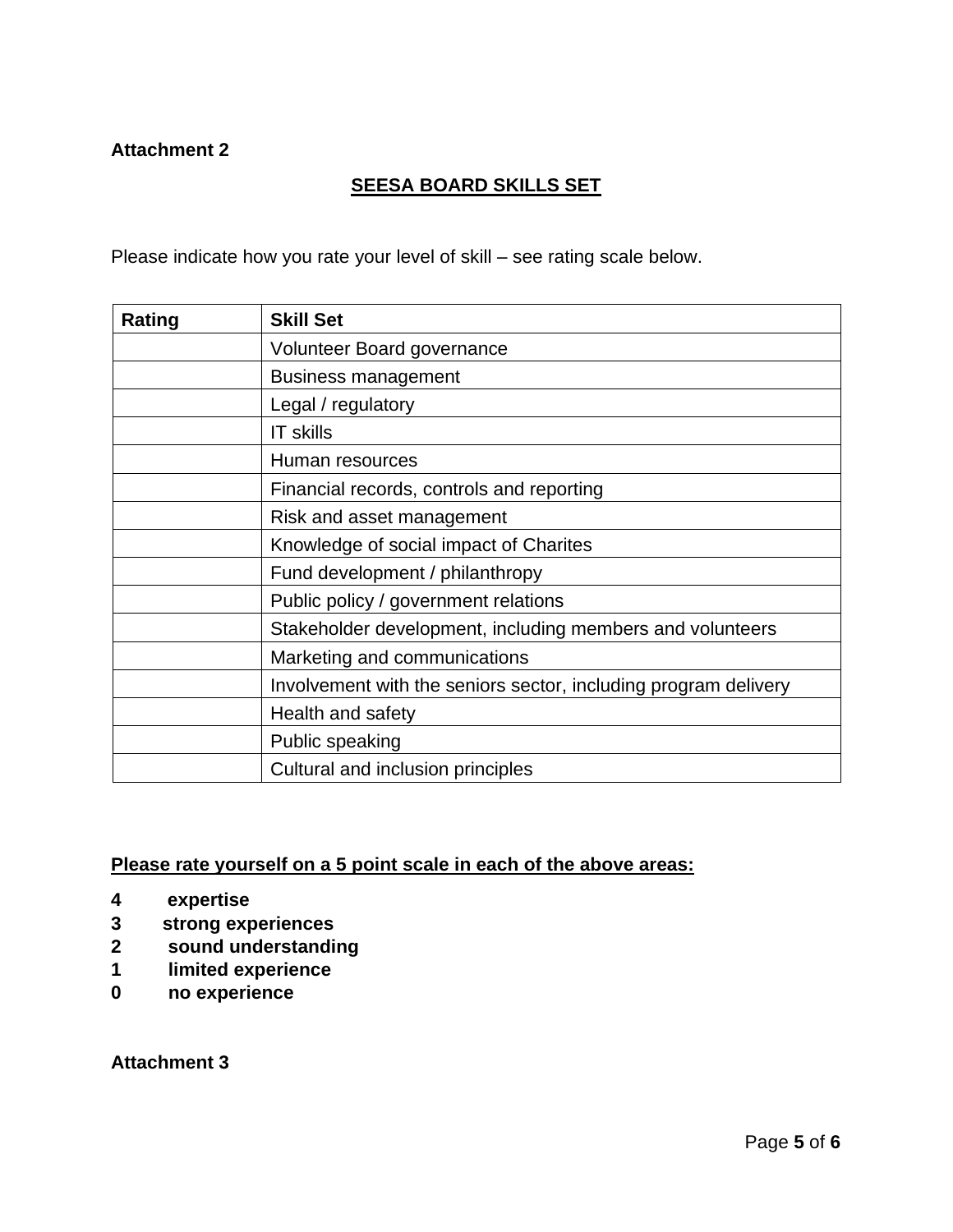**Attachment 2**

## SEESA BOARD SKILLS SET

Please indicate how you rate your level of skill – see rating scale below.

| Rating | Skill Set |
|---|---|
| | Volunteer Board governance |
| | Business management |
| | Legal / regulatory |
| | IT skills |
| | Human resources |
| | Financial records, controls and reporting |
| | Risk and asset management |
| | Knowledge of social impact of Charites |
| | Fund development / philanthropy |
| | Public policy / government relations |
| | Stakeholder development, including members and volunteers |
| | Marketing and communications |
| | Involvement with the seniors sector, including program delivery |
| | Health and safety |
| | Public speaking |
| | Cultural and inclusion principles |

**Please rate yourself on a 5 point scale in each of the above areas:**

**4 expertise**
**3 strong experiences**
**2 sound understanding**
**1 limited experience**
**0 no experience**

**Attachment 3**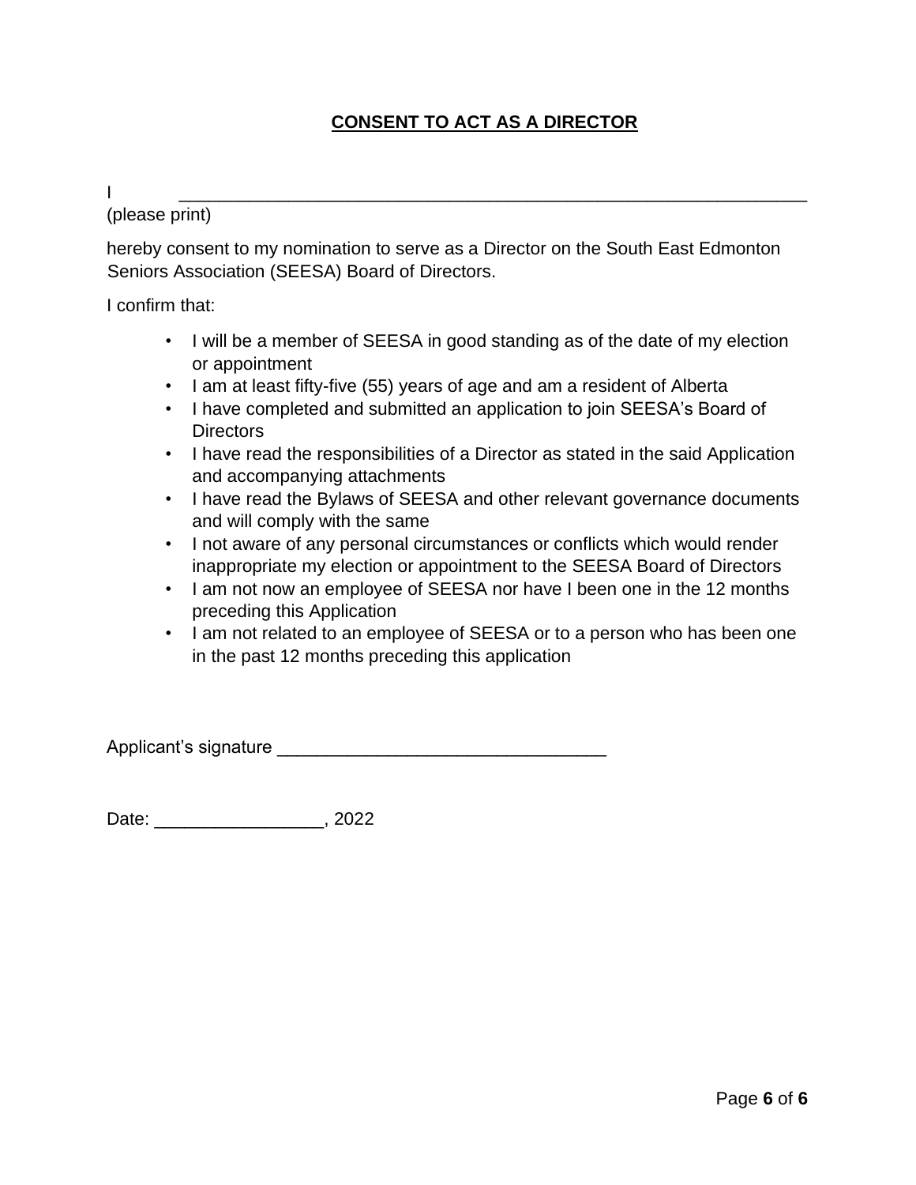# CONSENT TO ACT AS A DIRECTOR

I ________________________________________________________________
(please print)

hereby consent to my nomination to serve as a Director on the South East Edmonton Seniors Association (SEESA) Board of Directors.

I confirm that:

- I will be a member of SEESA in good standing as of the date of my election or appointment
- I am at least fifty-five (55) years of age and am a resident of Alberta
- I have completed and submitted an application to join SEESA's Board of Directors
- I have read the responsibilities of a Director as stated in the said Application and accompanying attachments
- I have read the Bylaws of SEESA and other relevant governance documents and will comply with the same
- I not aware of any personal circumstances or conflicts which would render inappropriate my election or appointment to the SEESA Board of Directors
- I am not now an employee of SEESA nor have I been one in the 12 months preceding this Application
- I am not related to an employee of SEESA or to a person who has been one in the past 12 months preceding this application

Applicant's signature _________________________________

Date: _________________, 2022